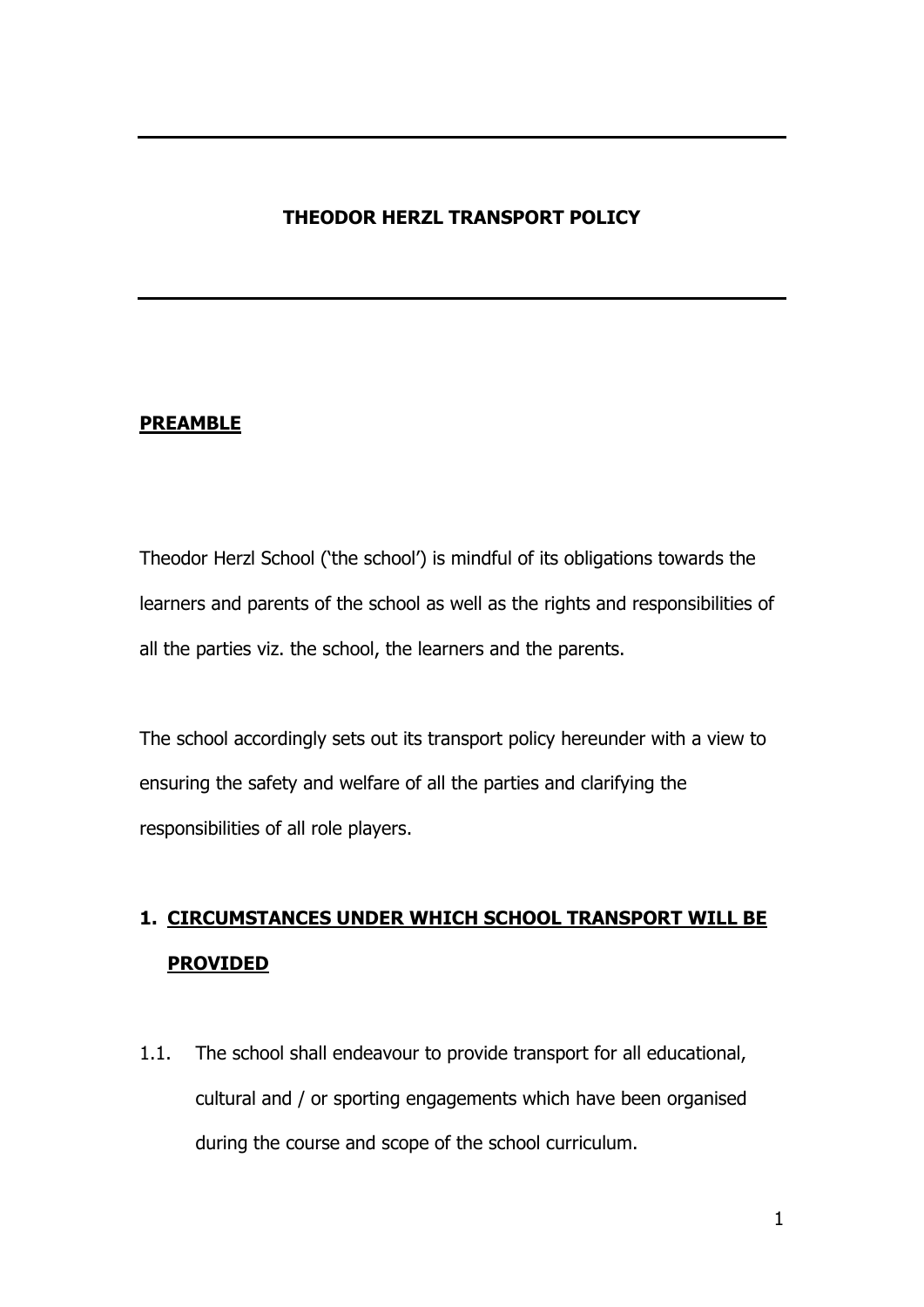# THEODOR HERZL TRANSPORT POLICY

## PREAMBLE

Theodor Herzl School ('the school') is mindful of its obligations towards the learners and parents of the school as well as the rights and responsibilities of all the parties viz. the school, the learners and the parents.

The school accordingly sets out its transport policy hereunder with a view to ensuring the safety and welfare of all the parties and clarifying the responsibilities of all role players.

## 1. CIRCUMSTANCES UNDER WHICH SCHOOL TRANSPORT WILL BE PROVIDED

1.1. The school shall endeavour to provide transport for all educational, cultural and / or sporting engagements which have been organised during the course and scope of the school curriculum.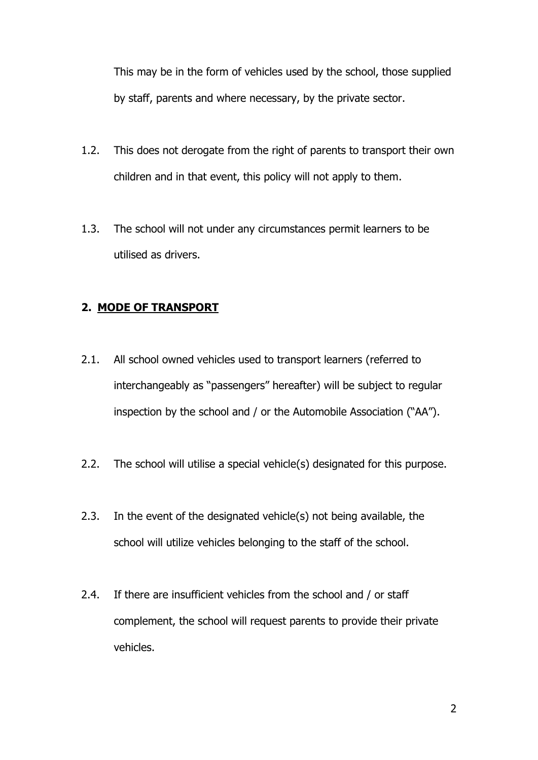This may be in the form of vehicles used by the school, those supplied by staff, parents and where necessary, by the private sector.

1.2. This does not derogate from the right of parents to transport their own children and in that event, this policy will not apply to them.

1.3. The school will not under any circumstances permit learners to be utilised as drivers.

## 2. MODE OF TRANSPORT

2.1. All school owned vehicles used to transport learners (referred to interchangeably as "passengers" hereafter) will be subject to regular inspection by the school and / or the Automobile Association ("AA").

2.2. The school will utilise a special vehicle(s) designated for this purpose.

2.3. In the event of the designated vehicle(s) not being available, the school will utilize vehicles belonging to the staff of the school.

2.4. If there are insufficient vehicles from the school and / or staff complement, the school will request parents to provide their private vehicles.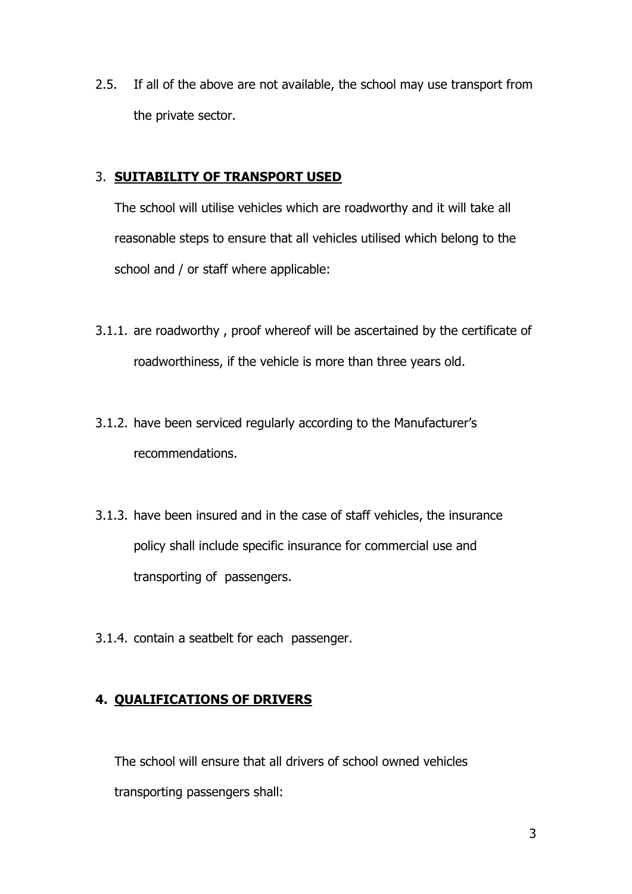2.5. If all of the above are not available, the school may use transport from the private sector.

## 3. SUITABILITY OF TRANSPORT USED

The school will utilise vehicles which are roadworthy and it will take all reasonable steps to ensure that all vehicles utilised which belong to the school and / or staff where applicable:

3.1.1. are roadworthy , proof whereof will be ascertained by the certificate of roadworthiness, if the vehicle is more than three years old.

3.1.2. have been serviced regularly according to the Manufacturer's recommendations.

3.1.3. have been insured and in the case of staff vehicles, the insurance policy shall include specific insurance for commercial use and transporting of passengers.

3.1.4. contain a seatbelt for each passenger.

## 4. QUALIFICATIONS OF DRIVERS

The school will ensure that all drivers of school owned vehicles transporting passengers shall: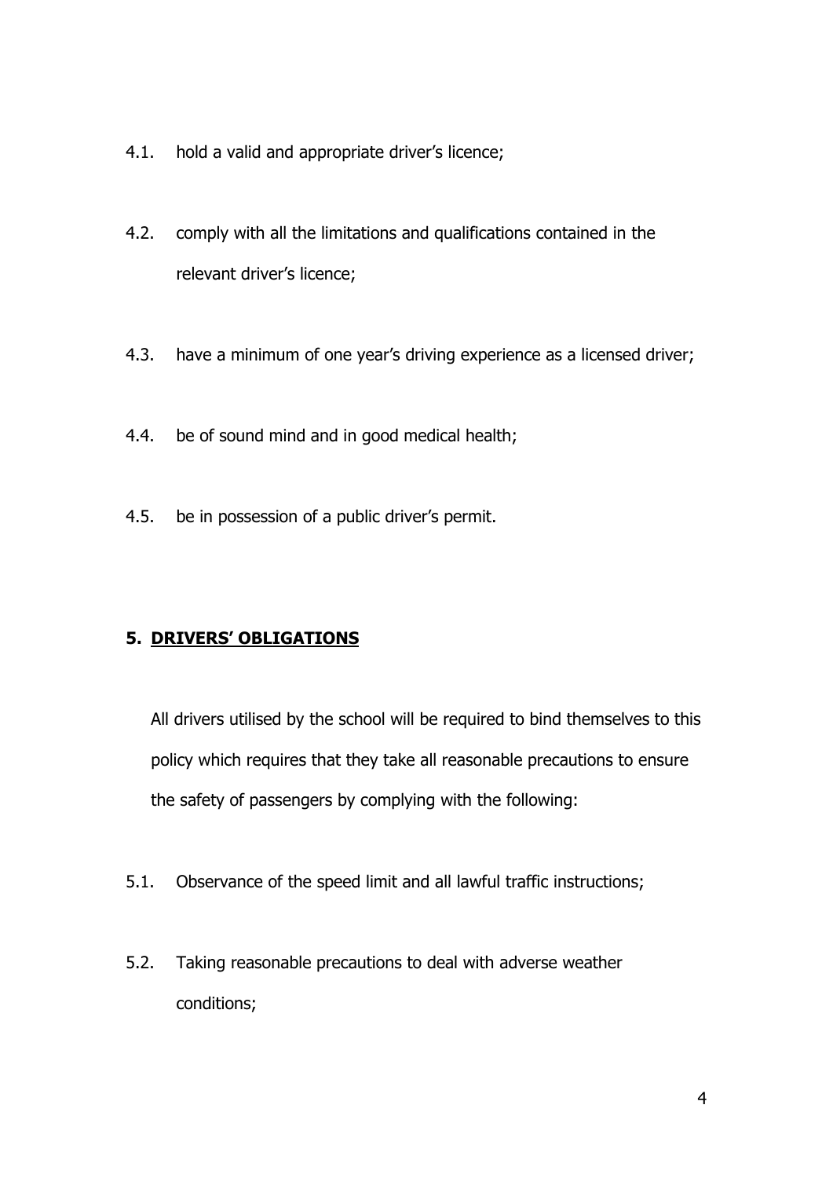4.1. hold a valid and appropriate driver's licence;

4.2. comply with all the limitations and qualifications contained in the relevant driver's licence;

4.3. have a minimum of one year's driving experience as a licensed driver;

4.4. be of sound mind and in good medical health;

4.5. be in possession of a public driver's permit.

## 5. <u>DRIVERS' OBLIGATIONS</u>

All drivers utilised by the school will be required to bind themselves to this policy which requires that they take all reasonable precautions to ensure the safety of passengers by complying with the following:

5.1. Observance of the speed limit and all lawful traffic instructions;

5.2. Taking reasonable precautions to deal with adverse weather conditions;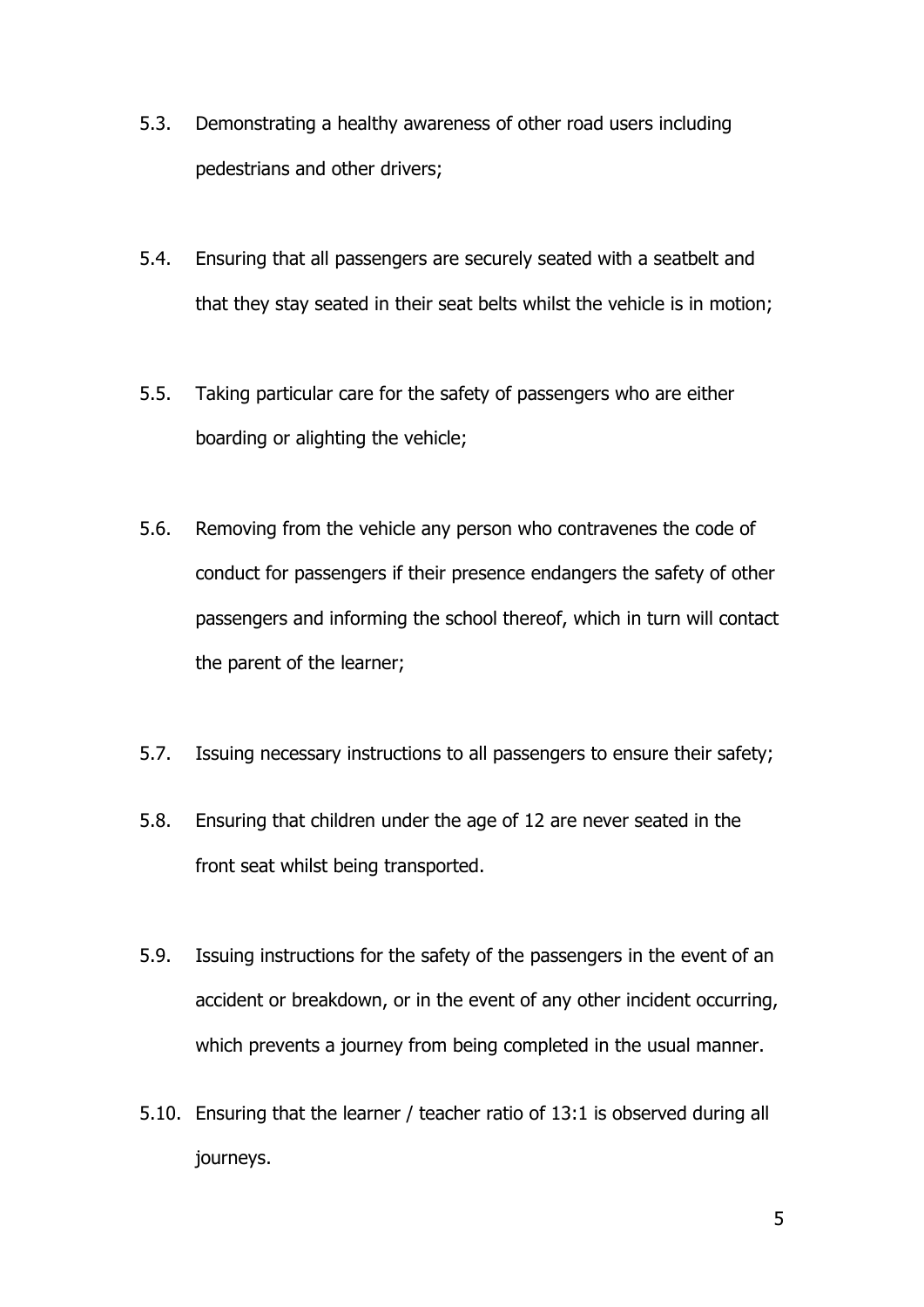5.3. Demonstrating a healthy awareness of other road users including pedestrians and other drivers;

5.4. Ensuring that all passengers are securely seated with a seatbelt and that they stay seated in their seat belts whilst the vehicle is in motion;

5.5. Taking particular care for the safety of passengers who are either boarding or alighting the vehicle;

5.6. Removing from the vehicle any person who contravenes the code of conduct for passengers if their presence endangers the safety of other passengers and informing the school thereof, which in turn will contact the parent of the learner;

5.7. Issuing necessary instructions to all passengers to ensure their safety;

5.8. Ensuring that children under the age of 12 are never seated in the front seat whilst being transported.

5.9. Issuing instructions for the safety of the passengers in the event of an accident or breakdown, or in the event of any other incident occurring, which prevents a journey from being completed in the usual manner.

5.10. Ensuring that the learner / teacher ratio of 13:1 is observed during all journeys.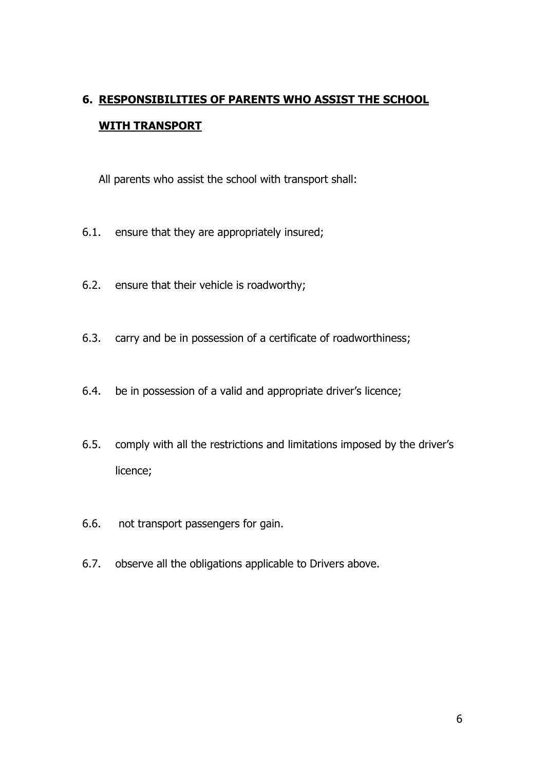## 6. <u>RESPONSIBILITIES OF PARENTS WHO ASSIST THE SCHOOL WITH TRANSPORT</u>

All parents who assist the school with transport shall:

6.1. ensure that they are appropriately insured;

6.2. ensure that their vehicle is roadworthy;

6.3. carry and be in possession of a certificate of roadworthiness;

6.4. be in possession of a valid and appropriate driver's licence;

6.5. comply with all the restrictions and limitations imposed by the driver's licence;

6.6. not transport passengers for gain.

6.7. observe all the obligations applicable to Drivers above.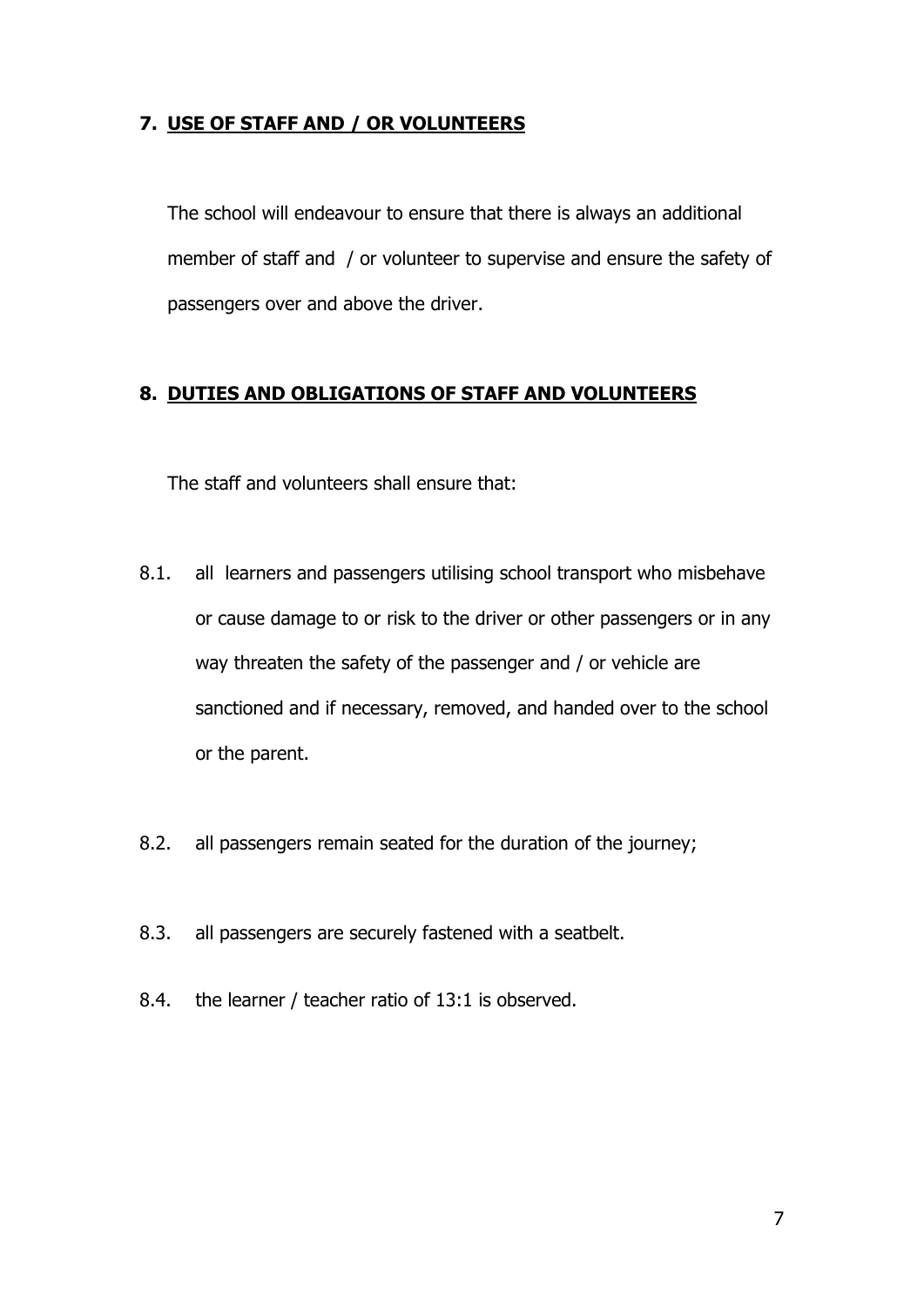## 7. USE OF STAFF AND / OR VOLUNTEERS

The school will endeavour to ensure that there is always an additional member of staff and / or volunteer to supervise and ensure the safety of passengers over and above the driver.

## 8. DUTIES AND OBLIGATIONS OF STAFF AND VOLUNTEERS

The staff and volunteers shall ensure that:

8.1. all learners and passengers utilising school transport who misbehave or cause damage to or risk to the driver or other passengers or in any way threaten the safety of the passenger and / or vehicle are sanctioned and if necessary, removed, and handed over to the school or the parent.

8.2. all passengers remain seated for the duration of the journey;

8.3. all passengers are securely fastened with a seatbelt.

8.4. the learner / teacher ratio of 13:1 is observed.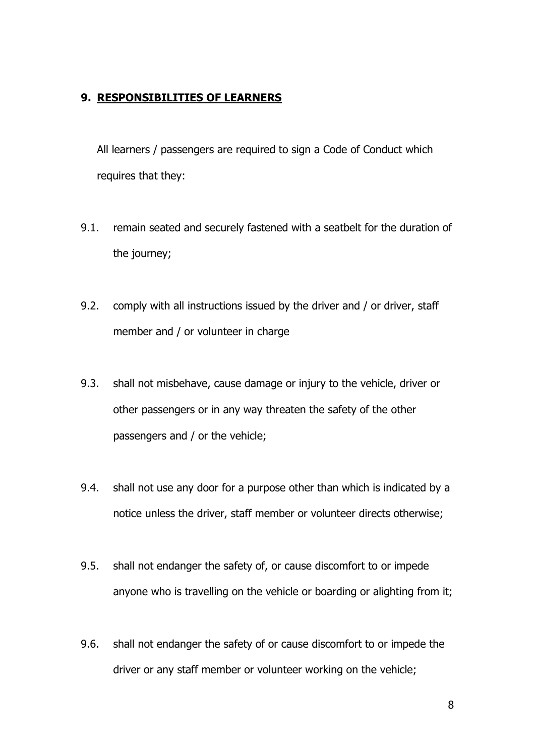## 9. RESPONSIBILITIES OF LEARNERS

All learners / passengers are required to sign a Code of Conduct which requires that they:

9.1. remain seated and securely fastened with a seatbelt for the duration of the journey;

9.2. comply with all instructions issued by the driver and / or driver, staff member and / or volunteer in charge

9.3. shall not misbehave, cause damage or injury to the vehicle, driver or other passengers or in any way threaten the safety of the other passengers and / or the vehicle;

9.4. shall not use any door for a purpose other than which is indicated by a notice unless the driver, staff member or volunteer directs otherwise;

9.5. shall not endanger the safety of, or cause discomfort to or impede anyone who is travelling on the vehicle or boarding or alighting from it;

9.6. shall not endanger the safety of or cause discomfort to or impede the driver or any staff member or volunteer working on the vehicle;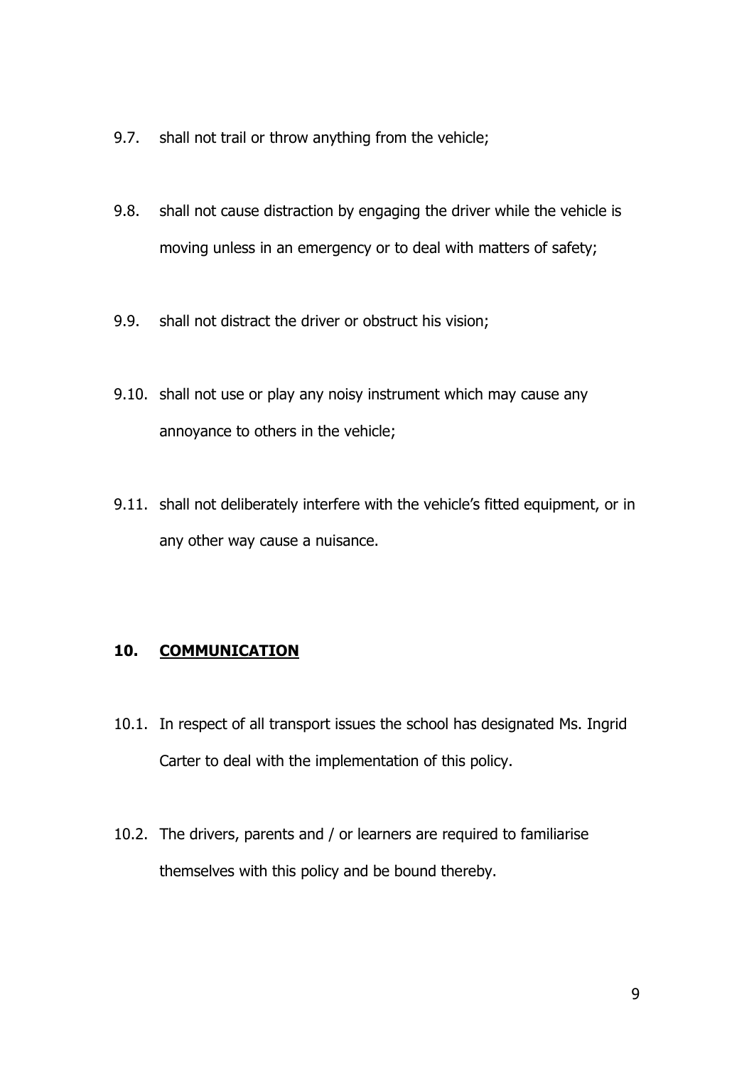9.7. shall not trail or throw anything from the vehicle;

9.8. shall not cause distraction by engaging the driver while the vehicle is moving unless in an emergency or to deal with matters of safety;

9.9. shall not distract the driver or obstruct his vision;

9.10. shall not use or play any noisy instrument which may cause any annoyance to others in the vehicle;

9.11. shall not deliberately interfere with the vehicle's fitted equipment, or in any other way cause a nuisance.

## 10. COMMUNICATION

10.1. In respect of all transport issues the school has designated Ms. Ingrid Carter to deal with the implementation of this policy.

10.2. The drivers, parents and / or learners are required to familiarise themselves with this policy and be bound thereby.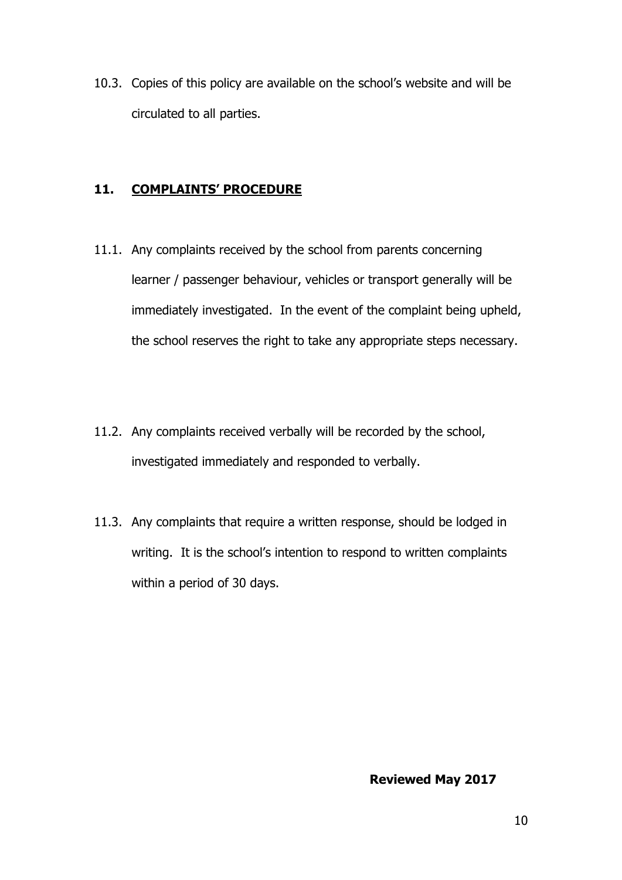10.3. Copies of this policy are available on the school's website and will be circulated to all parties.

## 11. COMPLAINTS' PROCEDURE

11.1. Any complaints received by the school from parents concerning learner / passenger behaviour, vehicles or transport generally will be immediately investigated. In the event of the complaint being upheld, the school reserves the right to take any appropriate steps necessary.

11.2. Any complaints received verbally will be recorded by the school, investigated immediately and responded to verbally.

11.3. Any complaints that require a written response, should be lodged in writing. It is the school's intention to respond to written complaints within a period of 30 days.

**Reviewed May 2017**